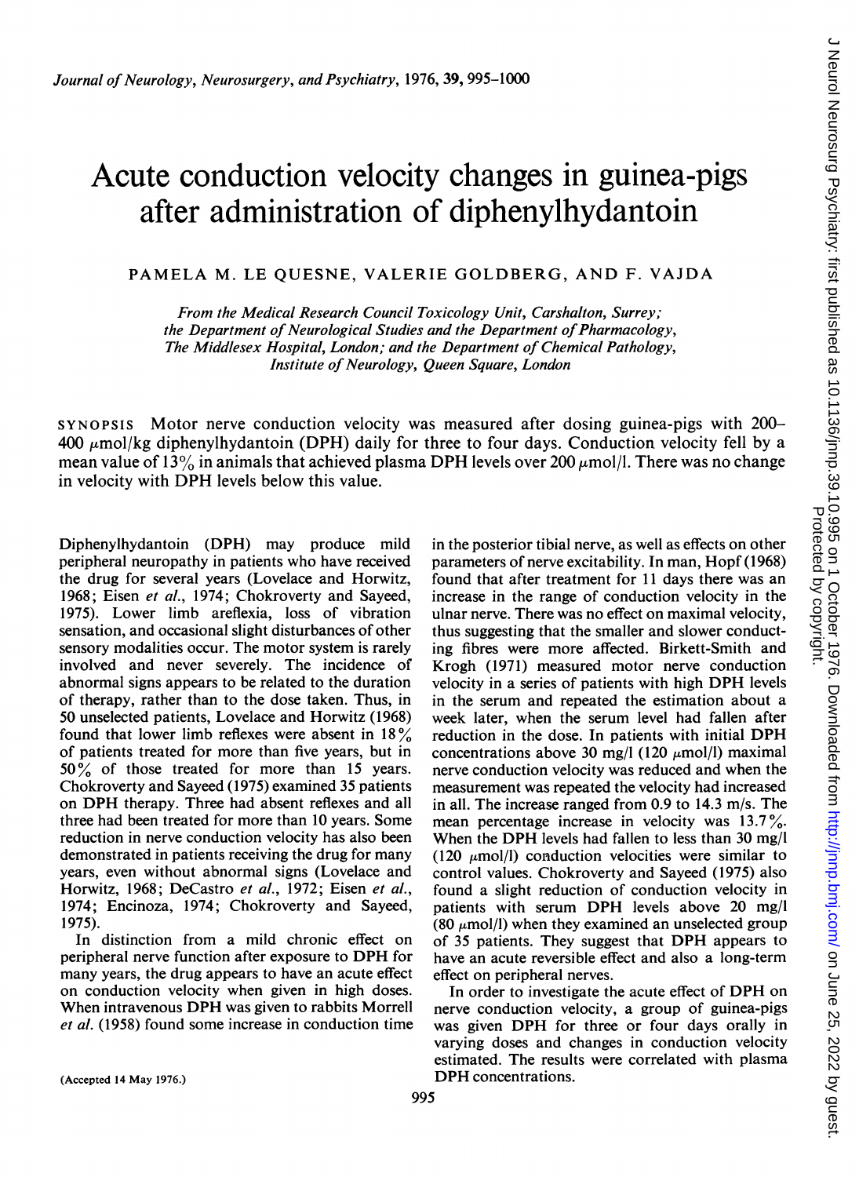# Acute conduction velocity changes in guinea-pigs after administration of diphenylhydantoin

PAMELA M. LE QUESNE, VALERIE GOLDBERG, AND F. VAJDA

*From the Medical Research Council Toxicology Unit, Carshalton, Surrey; the Department of Neurological Studies and the Department of Pharmacology, The Middlesex Hospital, London; and the Department of Chemical Pathology, Institute of Neurology, Queen Square, London*

SYNOPSIS Motor nerve conduction velocity was measured after dosing guinea-pigs with 200–400 μmol/kg diphenylhydantoin (DPH) daily for three to four days. Conduction velocity fell by a mean value of 13% in animals that achieved plasma DPH levels over 200 μmol/l. There was no change in velocity with DPH levels below this value.

Diphenylhydantoin (DPH) may produce mild peripheral neuropathy in patients who have received the drug for several years (Lovelace and Horwitz, 1968; Eisen *et al.*, 1974; Chokroverty and Sayeed, 1975). Lower limb areflexia, loss of vibration sensation, and occasional slight disturbances of other sensory modalities occur. The motor system is rarely involved and never severely. The incidence of abnormal signs appears to be related to the duration of therapy, rather than to the dose taken. Thus, in 50 unselected patients, Lovelace and Horwitz (1968) found that lower limb reflexes were absent in 18% of patients treated for more than five years, but in 50% of those treated for more than 15 years. Chokroverty and Sayeed (1975) examined 35 patients on DPH therapy. Three had absent reflexes and all three had been treated for more than 10 years. Some reduction in nerve conduction velocity has also been demonstrated in patients receiving the drug for many years, even without abnormal signs (Lovelace and Horwitz, 1968; DeCastro *et al.*, 1972; Eisen *et al.*, 1974; Encinoza, 1974; Chokroverty and Sayeed, 1975).

In distinction from a mild chronic effect on peripheral nerve function after exposure to DPH for many years, the drug appears to have an acute effect on conduction velocity when given in high doses. When intravenous DPH was given to rabbits Morrell *et al.* (1958) found some increase in conduction time in the posterior tibial nerve, as well as effects on other parameters of nerve excitability. In man, Hopf (1968) found that after treatment for 11 days there was an increase in the range of conduction velocity in the ulnar nerve. There was no effect on maximal velocity, thus suggesting that the smaller and slower conducting fibres were more affected. Birkett-Smith and Krogh (1971) measured motor nerve conduction velocity in a series of patients with high DPH levels in the serum and repeated the estimation about a week later, when the serum level had fallen after reduction in the dose. In patients with initial DPH concentrations above 30 mg/l (120 μmol/l) maximal nerve conduction velocity was reduced and when the measurement was repeated the velocity had increased in all. The increase ranged from 0.9 to 14.3 m/s. The mean percentage increase in velocity was 13.7%. When the DPH levels had fallen to less than 30 mg/l (120 μmol/l) conduction velocities were similar to control values. Chokroverty and Sayeed (1975) also found a slight reduction of conduction velocity in patients with serum DPH levels above 20 mg/l (80 μmol/l) when they examined an unselected group of 35 patients. They suggest that DPH appears to have an acute reversible effect and also a long-term effect on peripheral nerves.

In order to investigate the acute effect of DPH on nerve conduction velocity, a group of guinea-pigs was given DPH for three or four days orally in varying doses and changes in conduction velocity estimated. The results were correlated with plasma DPH concentrations.

(Accepted 14 May 1976.)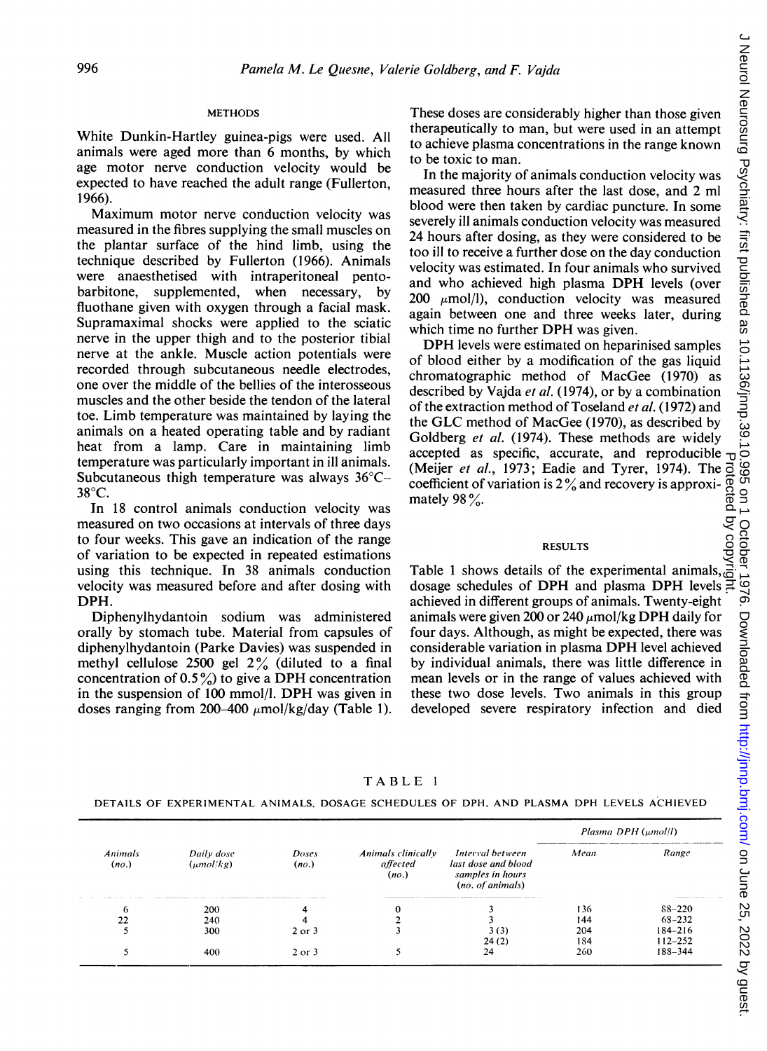## METHODS

White Dunkin-Hartley guinea-pigs were used. All animals were aged more than 6 months, by which age motor nerve conduction velocity would be expected to have reached the adult range (Fullerton, 1966).

Maximum motor nerve conduction velocity was measured in the fibres supplying the small muscles on the plantar surface of the hind limb, using the technique described by Fullerton (1966). Animals were anaesthetised with intraperitoneal pentobarbitone, supplemented, when necessary, by fluothane given with oxygen through a facial mask. Supramaximal shocks were applied to the sciatic nerve in the upper thigh and to the posterior tibial nerve at the ankle. Muscle action potentials were recorded through subcutaneous needle electrodes, one over the middle of the bellies of the interosseous muscles and the other beside the tendon of the lateral toe. Limb temperature was maintained by laying the animals on a heated operating table and by radiant heat from a lamp. Care in maintaining limb temperature was particularly important in ill animals. Subcutaneous thigh temperature was always 36°C–38°C.

In 18 control animals conduction velocity was measured on two occasions at intervals of three days to four weeks. This gave an indication of the range of variation to be expected in repeated estimations using this technique. In 38 animals conduction velocity was measured before and after dosing with DPH.

Diphenylhydantoin sodium was administered orally by stomach tube. Material from capsules of diphenylhydantoin (Parke Davies) was suspended in methyl cellulose 2500 gel 2% (diluted to a final concentration of 0.5%) to give a DPH concentration in the suspension of 100 mmol/l. DPH was given in doses ranging from 200–400 μmol/kg/day (Table 1). These doses are considerably higher than those given therapeutically to man, but were used in an attempt to achieve plasma concentrations in the range known to be toxic to man.

In the majority of animals conduction velocity was measured three hours after the last dose, and 2 ml blood were then taken by cardiac puncture. In some severely ill animals conduction velocity was measured 24 hours after dosing, as they were considered to be too ill to receive a further dose on the day conduction velocity was estimated. In four animals who survived and who achieved high plasma DPH levels (over 200 μmol/l), conduction velocity was measured again between one and three weeks later, during which time no further DPH was given.

DPH levels were estimated on heparinised samples of blood either by a modification of the gas liquid chromatographic method of MacGee (1970) as described by Vajda *et al.* (1974), or by a combination of the extraction method of Toseland *et al.* (1972) and the GLC method of MacGee (1970), as described by Goldberg *et al.* (1974). These methods are widely accepted as specific, accurate, and reproducible (Meijer *et al.*, 1973; Eadie and Tyrer, 1974). The coefficient of variation is 2% and recovery is approximately 98%.

## RESULTS

Table 1 shows details of the experimental animals, dosage schedules of DPH and plasma DPH levels achieved in different groups of animals. Twenty-eight animals were given 200 or 240 μmol/kg DPH daily for four days. Although, as might be expected, there was considerable variation in plasma DPH level achieved by individual animals, there was little difference in mean levels or in the range of values achieved with these two dose levels. Two animals in this group developed severe respiratory infection and died

TABLE 1

DETAILS OF EXPERIMENTAL ANIMALS, DOSAGE SCHEDULES OF DPH, AND PLASMA DPH LEVELS ACHIEVED

| Animals (no.) | Daily dose (μmol/kg) | Doses (no.) | Animals clinically affected (no.) | Interval between last dose and blood samples in hours (no. of animals) | Plasma DPH (μmol/l) | |
|---|---|---|---|---|---|---|
| | | | | | Mean | Range |
| 6 | 200 | 4 | 0 | 3 | 136 | 88–220 |
| 22 | 240 | 4 | 2 | 3 | 144 | 68–232 |
| 5 | 300 | 2 or 3 | 3 | 3 (3) | 204 | 184–216 |
| | | | | 24 (2) | 184 | 112–252 |
| 5 | 400 | 2 or 3 | 5 | 24 | 260 | 188–344 |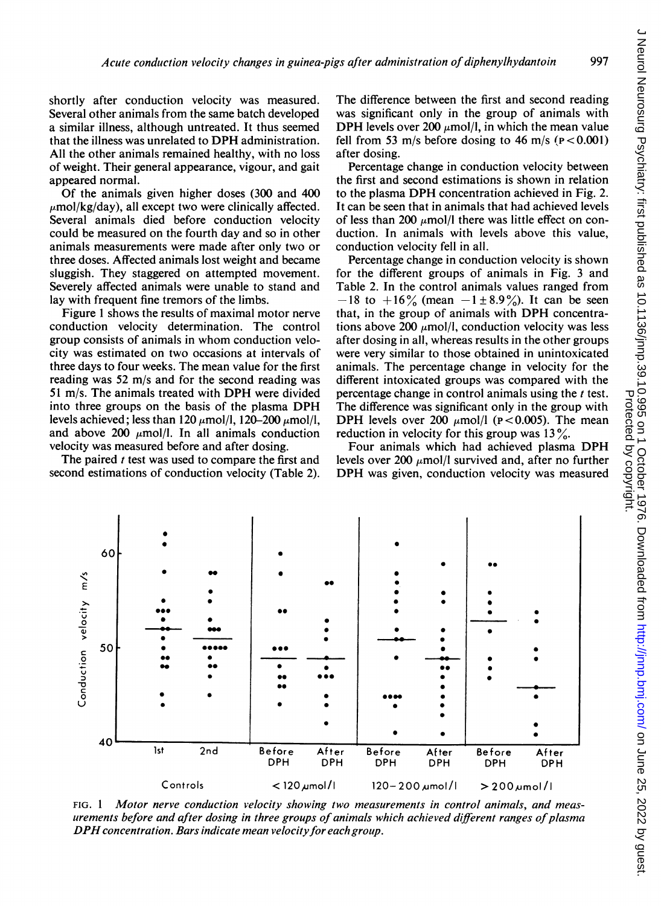shortly after conduction velocity was measured. Several other animals from the same batch developed a similar illness, although untreated. It thus seemed that the illness was unrelated to DPH administration. All the other animals remained healthy, with no loss of weight. Their general appearance, vigour, and gait appeared normal.

Of the animals given higher doses (300 and 400 μmol/kg/day), all except two were clinically affected. Several animals died before conduction velocity could be measured on the fourth day and so in other animals measurements were made after only two or three doses. Affected animals lost weight and became sluggish. They staggered on attempted movement. Severely affected animals were unable to stand and lay with frequent fine tremors of the limbs.

Figure 1 shows the results of maximal motor nerve conduction velocity determination. The control group consists of animals in whom conduction velocity was estimated on two occasions at intervals of three days to four weeks. The mean value for the first reading was 52 m/s and for the second reading was 51 m/s. The animals treated with DPH were divided into three groups on the basis of the plasma DPH levels achieved; less than 120 μmol/l, 120–200 μmol/l, and above 200 μmol/l. In all animals conduction velocity was measured before and after dosing.

The paired *t* test was used to compare the first and second estimations of conduction velocity (Table 2). The difference between the first and second reading was significant only in the group of animals with DPH levels over 200 μmol/l, in which the mean value fell from 53 m/s before dosing to 46 m/s ($P<0.001$) after dosing.

Percentage change in conduction velocity between the first and second estimations is shown in relation to the plasma DPH concentration achieved in Fig. 2. It can be seen that in animals that had achieved levels of less than 200 μmol/l there was little effect on conduction. In animals with levels above this value, conduction velocity fell in all.

Percentage change in conduction velocity is shown for the different groups of animals in Fig. 3 and Table 2. In the control animals values ranged from $-18$ to $+16\%$ (mean $-1\pm8.9\%$). It can be seen that, in the group of animals with DPH concentrations above 200 μmol/l, conduction velocity was less after dosing in all, whereas results in the other groups were very similar to those obtained in unintoxicated animals. The percentage change in velocity for the different intoxicated groups was compared with the percentage change in control animals using the *t* test. The difference was significant only in the group with DPH levels over 200 μmol/l ($P<0.005$). The mean reduction in velocity for this group was 13%.

Four animals which had achieved plasma DPH levels over 200 μmol/l survived and, after no further DPH was given, conduction velocity was measured

FIG. 1 *Motor nerve conduction velocity showing two measurements in control animals, and measurements before and after dosing in three groups of animals which achieved different ranges of plasma DPH concentration. Bars indicate mean velocity for each group.*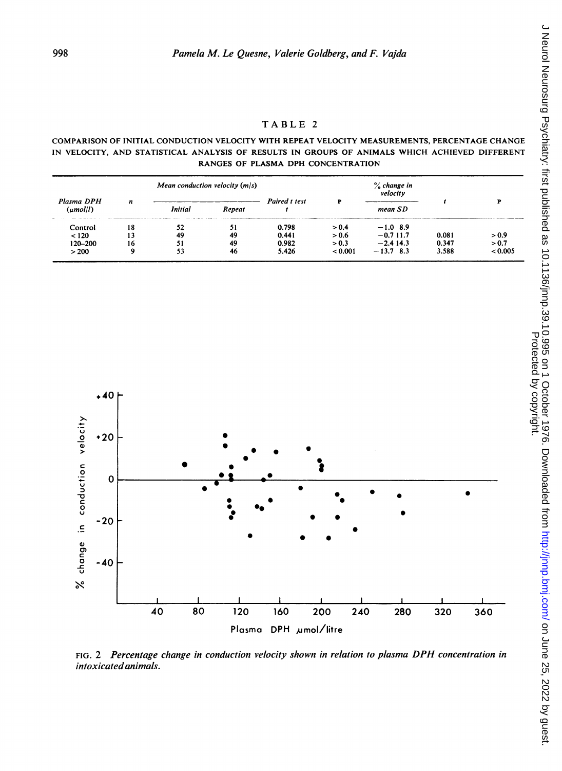TABLE 2

COMPARISON OF INITIAL CONDUCTION VELOCITY WITH REPEAT VELOCITY MEASUREMENTS, PERCENTAGE CHANGE IN VELOCITY, AND STATISTICAL ANALYSIS OF RESULTS IN GROUPS OF ANIMALS WHICH ACHIEVED DIFFERENT RANGES OF PLASMA DPH CONCENTRATION

| Plasma DPH (μmol/l) | n | Mean conduction velocity (m/s) | | Paired t test | P | % change in velocity | t | P |
|---|---|---|---|---|---|---|---|---|
| | | Initial | Repeat | t | | mean SD | | |
| Control | 18 | 52 | 51 | 0.798 | > 0.4 | −1.0 8.9 | | |
| < 120 | 13 | 49 | 49 | 0.441 | > 0.6 | −0.7 11.7 | 0.081 | > 0.9 |
| 120–200 | 16 | 51 | 49 | 0.982 | > 0.3 | −2.4 14.3 | 0.347 | > 0.7 |
| > 200 | 9 | 53 | 46 | 5.426 | < 0.001 | −13.7 8.3 | 3.588 | < 0.005 |

FIG. 2 *Percentage change in conduction velocity shown in relation to plasma DPH concentration in intoxicated animals.*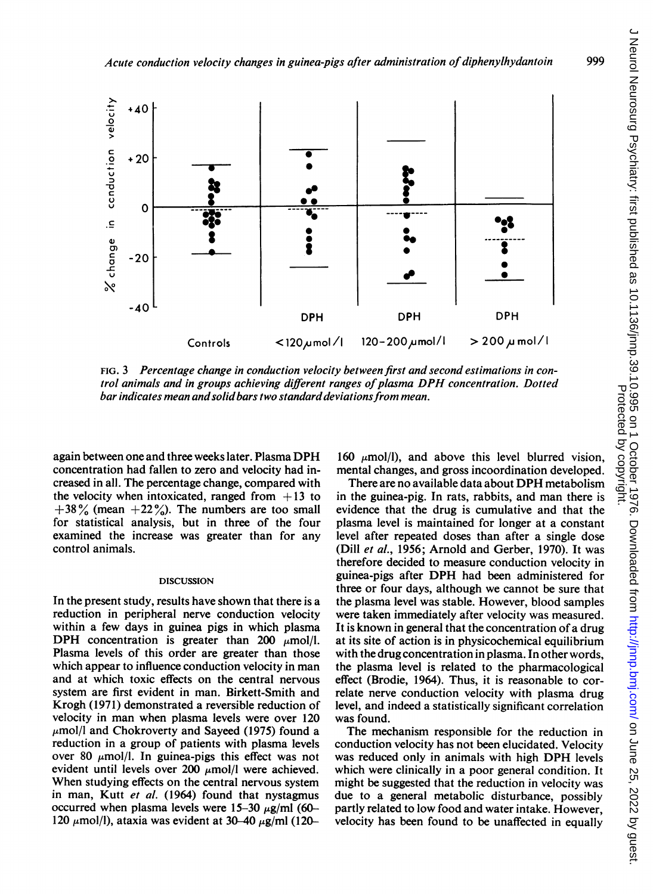FIG. 3 *Percentage change in conduction velocity between first and second estimations in control animals and in groups achieving different ranges of plasma DPH concentration. Dotted bar indicates mean and solid bars two standard deviations from mean.*

again between one and three weeks later. Plasma DPH concentration had fallen to zero and velocity had increased in all. The percentage change, compared with the velocity when intoxicated, ranged from +13 to +38% (mean +22%). The numbers are too small for statistical analysis, but in three of the four examined the increase was greater than for any control animals.

## DISCUSSION

In the present study, results have shown that there is a reduction in peripheral nerve conduction velocity within a few days in guinea pigs in which plasma DPH concentration is greater than 200 μmol/l. Plasma levels of this order are greater than those which appear to influence conduction velocity in man and at which toxic effects on the central nervous system are first evident in man. Birkett-Smith and Krogh (1971) demonstrated a reversible reduction of velocity in man when plasma levels were over 120 μmol/l and Chokroverty and Sayeed (1975) found a reduction in a group of patients with plasma levels over 80 μmol/l. In guinea-pigs this effect was not evident until levels over 200 μmol/l were achieved. When studying effects on the central nervous system in man, Kutt *et al.* (1964) found that nystagmus occurred when plasma levels were 15–30 μg/ml (60–120 μmol/l), ataxia was evident at 30–40 μg/ml (120–160 μmol/l), and above this level blurred vision, mental changes, and gross incoordination developed.

There are no available data about DPH metabolism in the guinea-pig. In rats, rabbits, and man there is evidence that the drug is cumulative and that the plasma level is maintained for longer at a constant level after repeated doses than after a single dose (Dill *et al.*, 1956; Arnold and Gerber, 1970). It was therefore decided to measure conduction velocity in guinea-pigs after DPH had been administered for three or four days, although we cannot be sure that the plasma level was stable. However, blood samples were taken immediately after velocity was measured. It is known in general that the concentration of a drug at its site of action is in physicochemical equilibrium with the drug concentration in plasma. In other words, the plasma level is related to the pharmacological effect (Brodie, 1964). Thus, it is reasonable to correlate nerve conduction velocity with plasma drug level, and indeed a statistically significant correlation was found.

The mechanism responsible for the reduction in conduction velocity has not been elucidated. Velocity was reduced only in animals with high DPH levels which were clinically in a poor general condition. It might be suggested that the reduction in velocity was due to a general metabolic disturbance, possibly partly related to low food and water intake. However, velocity has been found to be unaffected in equally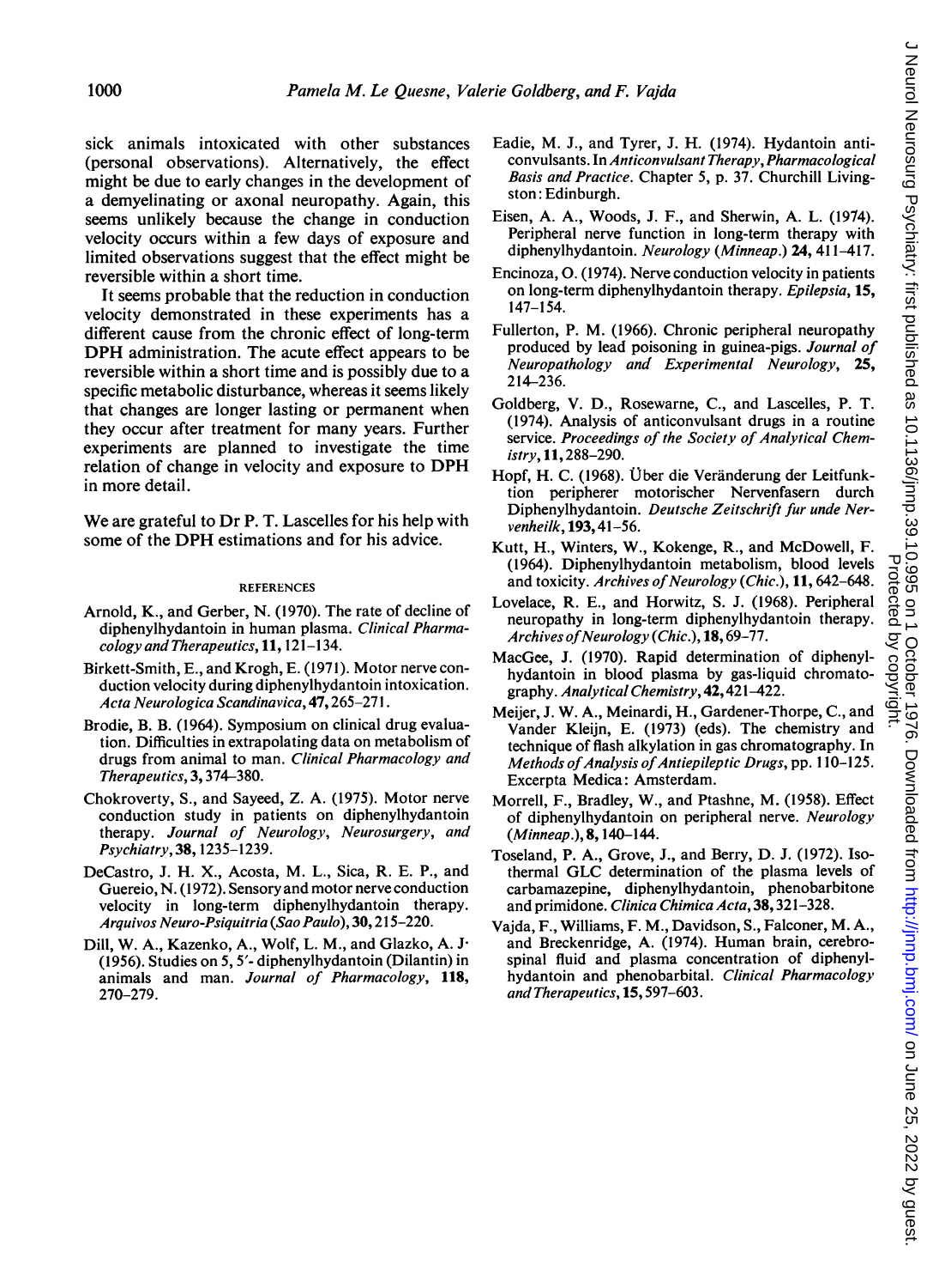sick animals intoxicated with other substances (personal observations). Alternatively, the effect might be due to early changes in the development of a demyelinating or axonal neuropathy. Again, this seems unlikely because the change in conduction velocity occurs within a few days of exposure and limited observations suggest that the effect might be reversible within a short time.

It seems probable that the reduction in conduction velocity demonstrated in these experiments has a different cause from the chronic effect of long-term DPH administration. The acute effect appears to be reversible within a short time and is possibly due to a specific metabolic disturbance, whereas it seems likely that changes are longer lasting or permanent when they occur after treatment for many years. Further experiments are planned to investigate the time relation of change in velocity and exposure to DPH in more detail.

We are grateful to Dr P. T. Lascelles for his help with some of the DPH estimations and for his advice.

## REFERENCES

Arnold, K., and Gerber, N. (1970). The rate of decline of diphenylhydantoin in human plasma. *Clinical Pharmacology and Therapeutics*, **11**, 121–134.

Birkett-Smith, E., and Krogh, E. (1971). Motor nerve conduction velocity during diphenylhydantoin intoxication. *Acta Neurologica Scandinavica*, **47**, 265–271.

Brodie, B. B. (1964). Symposium on clinical drug evaluation. Difficulties in extrapolating data on metabolism of drugs from animal to man. *Clinical Pharmacology and Therapeutics*, **3**, 374–380.

Chokroverty, S., and Sayeed, Z. A. (1975). Motor nerve conduction study in patients on diphenylhydantoin therapy. *Journal of Neurology, Neurosurgery, and Psychiatry*, **38**, 1235–1239.

DeCastro, J. H. X., Acosta, M. L., Sica, R. E. P., and Guereio, N. (1972). Sensory and motor nerve conduction velocity in long-term diphenylhydantoin therapy. *Arquivos Neuro-Psiquitria (Sao Paulo)*, **30**, 215–220.

Dill, W. A., Kazenko, A., Wolf, L. M., and Glazko, A. J. (1956). Studies on 5, 5'- diphenylhydantoin (Dilantin) in animals and man. *Journal of Pharmacology*, **118**, 270–279.

Eadie, M. J., and Tyrer, J. H. (1974). Hydantoin anticonvulsants. In *Anticonvulsant Therapy, Pharmacological Basis and Practice*. Chapter 5, p. 37. Churchill Livingston: Edinburgh.

Eisen, A. A., Woods, J. F., and Sherwin, A. L. (1974). Peripheral nerve function in long-term therapy with diphenylhydantoin. *Neurology (Minneap.)* **24**, 411–417.

Encinoza, O. (1974). Nerve conduction velocity in patients on long-term diphenylhydantoin therapy. *Epilepsia*, **15**, 147–154.

Fullerton, P. M. (1966). Chronic peripheral neuropathy produced by lead poisoning in guinea-pigs. *Journal of Neuropathology and Experimental Neurology*, **25**, 214–236.

Goldberg, V. D., Rosewarne, C., and Lascelles, P. T. (1974). Analysis of anticonvulsant drugs in a routine service. *Proceedings of the Society of Analytical Chemistry*, **11**, 288–290.

Hopf, H. C. (1968). Über die Veränderung der Leitfunktion peripherer motorischer Nervenfasern durch Diphenylhydantoin. *Deutsche Zeitschrift fur unde Nervenheilk*, **193**, 41–56.

Kutt, H., Winters, W., Kokenge, R., and McDowell, F. (1964). Diphenylhydantoin metabolism, blood levels and toxicity. *Archives of Neurology (Chic.)*, **11**, 642–648.

Lovelace, R. E., and Horwitz, S. J. (1968). Peripheral neuropathy in long-term diphenylhydantoin therapy. *Archives of Neurology (Chic.)*, **18**, 69–77.

MacGee, J. (1970). Rapid determination of diphenylhydantoin in blood plasma by gas-liquid chromatography. *Analytical Chemistry*, **42**, 421–422.

Meijer, J. W. A., Meinardi, H., Gardener-Thorpe, C., and Vander Kleijn, E. (1973) (eds). The chemistry and technique of flash alkylation in gas chromatography. In *Methods of Analysis of Antiepileptic Drugs*, pp. 110–125. Excerpta Medica: Amsterdam.

Morrell, F., Bradley, W., and Ptashne, M. (1958). Effect of diphenylhydantoin on peripheral nerve. *Neurology (Minneap.)*, **8**, 140–144.

Toseland, P. A., Grove, J., and Berry, D. J. (1972). Isothermal GLC determination of the plasma levels of carbamazepine, diphenylhydantoin, phenobarbitone and primidone. *Clinica Chimica Acta*, **38**, 321–328.

Vajda, F., Williams, F. M., Davidson, S., Falconer, M. A., and Breckenridge, A. (1974). Human brain, cerebrospinal fluid and plasma concentration of diphenylhydantoin and phenobarbital. *Clinical Pharmacology and Therapeutics*, **15**, 597–603.